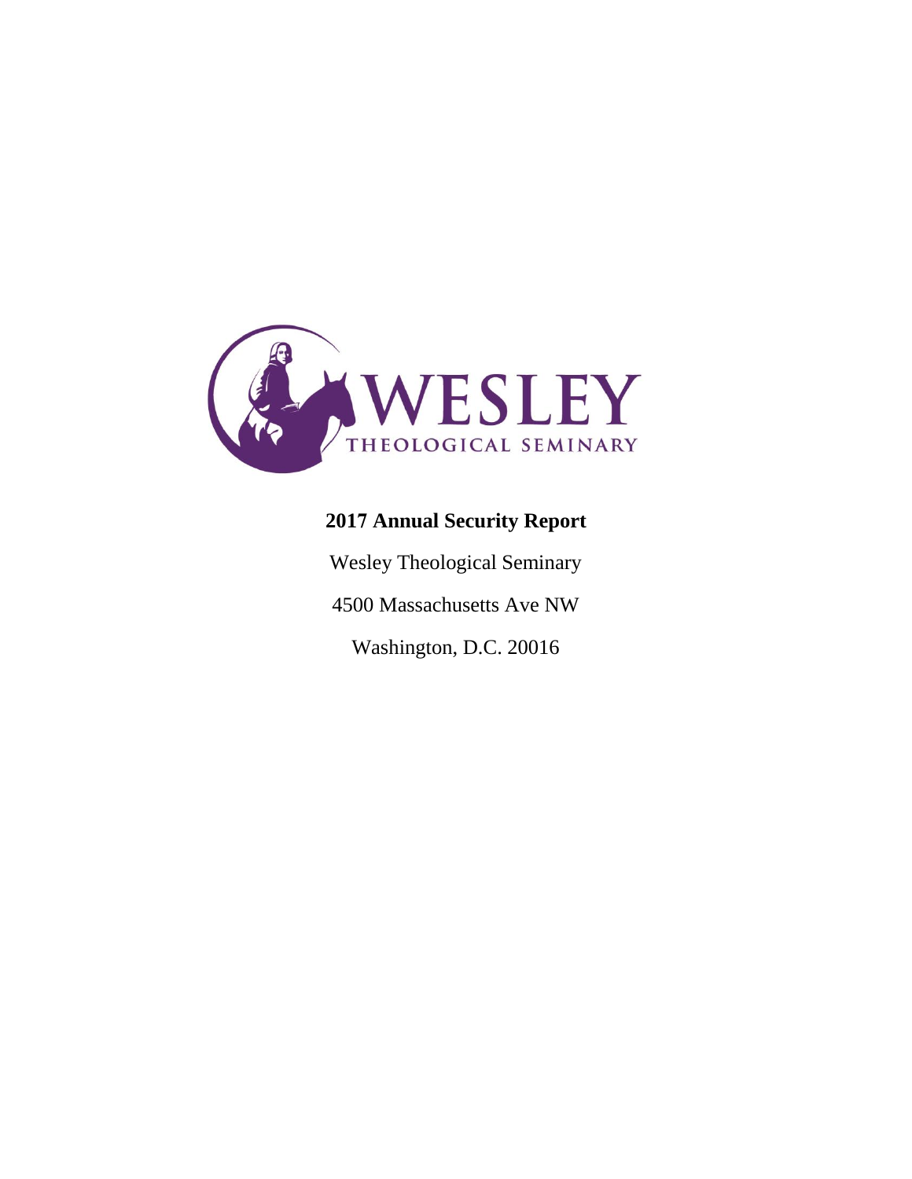WESLEY

THEOLOGICAL SEMINARY

**2017 Annual Security Report**

Wesley Theological Seminary

4500 Massachusetts Ave NW

Washington, D.C. 20016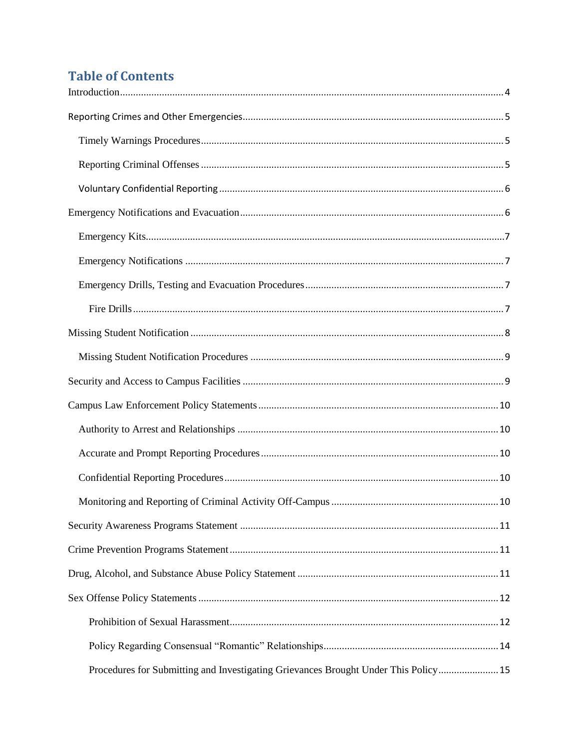# Table of Contents

Introduction ........ 4

Reporting Crimes and Other Emergencies ........ 5

- Timely Warnings Procedures ........ 5
- Reporting Criminal Offenses ........ 5
- Voluntary Confidential Reporting ........ 6

Emergency Notifications and Evacuation ........ 6

- Emergency Kits ........ 7
- Emergency Notifications ........ 7
- Emergency Drills, Testing and Evacuation Procedures ........ 7
  - Fire Drills ........ 7

Missing Student Notification ........ 8

- Missing Student Notification Procedures ........ 9

Security and Access to Campus Facilities ........ 9

Campus Law Enforcement Policy Statements ........ 10

- Authority to Arrest and Relationships ........ 10
- Accurate and Prompt Reporting Procedures ........ 10
- Confidential Reporting Procedures ........ 10
- Monitoring and Reporting of Criminal Activity Off-Campus ........ 10

Security Awareness Programs Statement ........ 11

Crime Prevention Programs Statement ........ 11

Drug, Alcohol, and Substance Abuse Policy Statement ........ 11

Sex Offense Policy Statements ........ 12

- Prohibition of Sexual Harassment ........ 12
- Policy Regarding Consensual "Romantic" Relationships ........ 14
- Procedures for Submitting and Investigating Grievances Brought Under This Policy ........ 15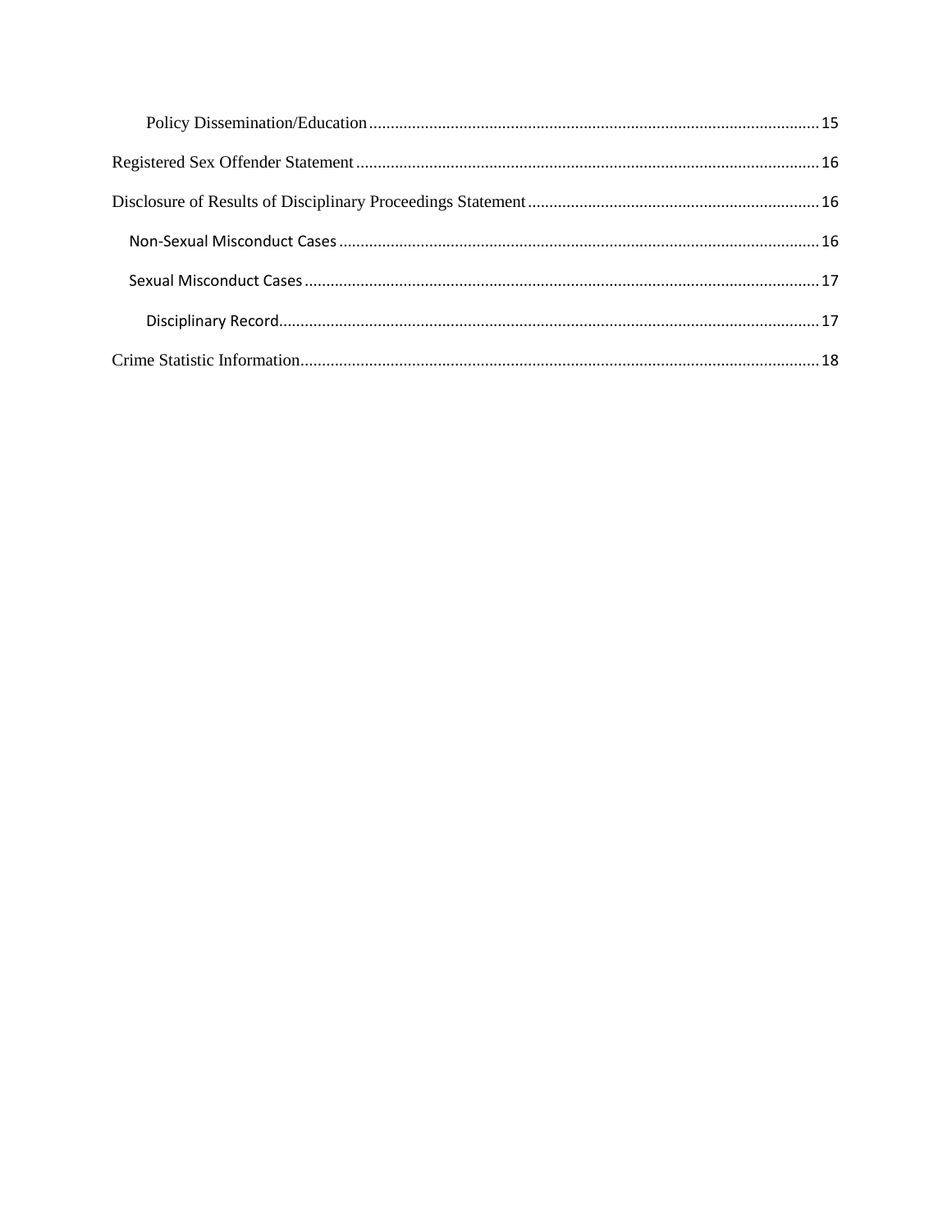Policy Dissemination/Education ........................................................ 15

Registered Sex Offender Statement ........................................................ 16

Disclosure of Results of Disciplinary Proceedings Statement ........................................................ 16

Non-Sexual Misconduct Cases ........................................................ 16

Sexual Misconduct Cases ........................................................ 17

Disciplinary Record ........................................................ 17

Crime Statistic Information ........................................................ 18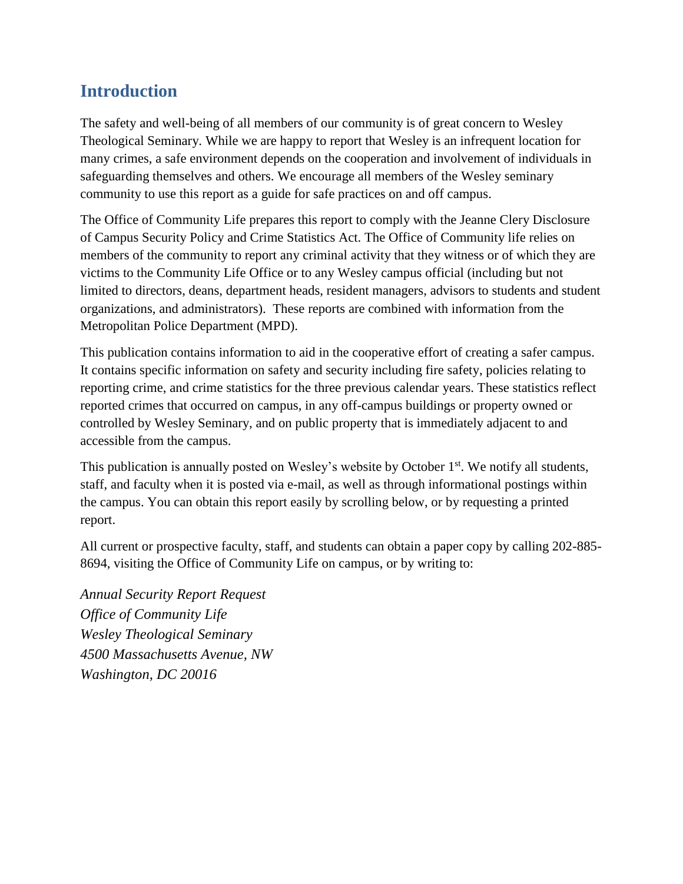## Introduction

The safety and well-being of all members of our community is of great concern to Wesley Theological Seminary. While we are happy to report that Wesley is an infrequent location for many crimes, a safe environment depends on the cooperation and involvement of individuals in safeguarding themselves and others. We encourage all members of the Wesley seminary community to use this report as a guide for safe practices on and off campus.

The Office of Community Life prepares this report to comply with the Jeanne Clery Disclosure of Campus Security Policy and Crime Statistics Act. The Office of Community life relies on members of the community to report any criminal activity that they witness or of which they are victims to the Community Life Office or to any Wesley campus official (including but not limited to directors, deans, department heads, resident managers, advisors to students and student organizations, and administrators). These reports are combined with information from the Metropolitan Police Department (MPD).

This publication contains information to aid in the cooperative effort of creating a safer campus. It contains specific information on safety and security including fire safety, policies relating to reporting crime, and crime statistics for the three previous calendar years. These statistics reflect reported crimes that occurred on campus, in any off-campus buildings or property owned or controlled by Wesley Seminary, and on public property that is immediately adjacent to and accessible from the campus.

This publication is annually posted on Wesley's website by October 1st. We notify all students, staff, and faculty when it is posted via e-mail, as well as through informational postings within the campus. You can obtain this report easily by scrolling below, or by requesting a printed report.

All current or prospective faculty, staff, and students can obtain a paper copy by calling 202-885-8694, visiting the Office of Community Life on campus, or by writing to:

*Annual Security Report Request*
*Office of Community Life*
*Wesley Theological Seminary*
*4500 Massachusetts Avenue, NW*
*Washington, DC 20016*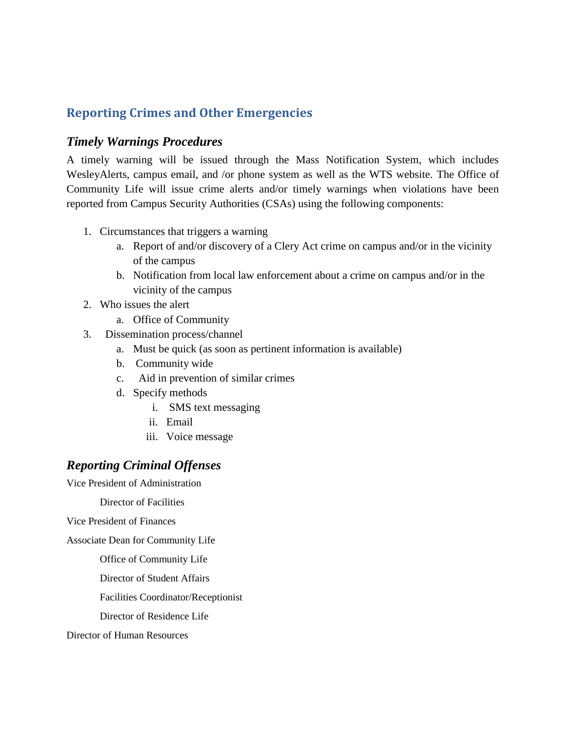## Reporting Crimes and Other Emergencies

### *Timely Warnings Procedures*

A timely warning will be issued through the Mass Notification System, which includes WesleyAlerts, campus email, and /or phone system as well as the WTS website. The Office of Community Life will issue crime alerts and/or timely warnings when violations have been reported from Campus Security Authorities (CSAs) using the following components:

1. Circumstances that triggers a warning
   a. Report of and/or discovery of a Clery Act crime on campus and/or in the vicinity of the campus
   b. Notification from local law enforcement about a crime on campus and/or in the vicinity of the campus
2. Who issues the alert
   a. Office of Community
3. Dissemination process/channel
   a. Must be quick (as soon as pertinent information is available)
   b. Community wide
   c. Aid in prevention of similar crimes
   d. Specify methods
      i. SMS text messaging
      ii. Email
      iii. Voice message

### *Reporting Criminal Offenses*

Vice President of Administration

   Director of Facilities

Vice President of Finances

Associate Dean for Community Life

   Office of Community Life

   Director of Student Affairs

   Facilities Coordinator/Receptionist

   Director of Residence Life

Director of Human Resources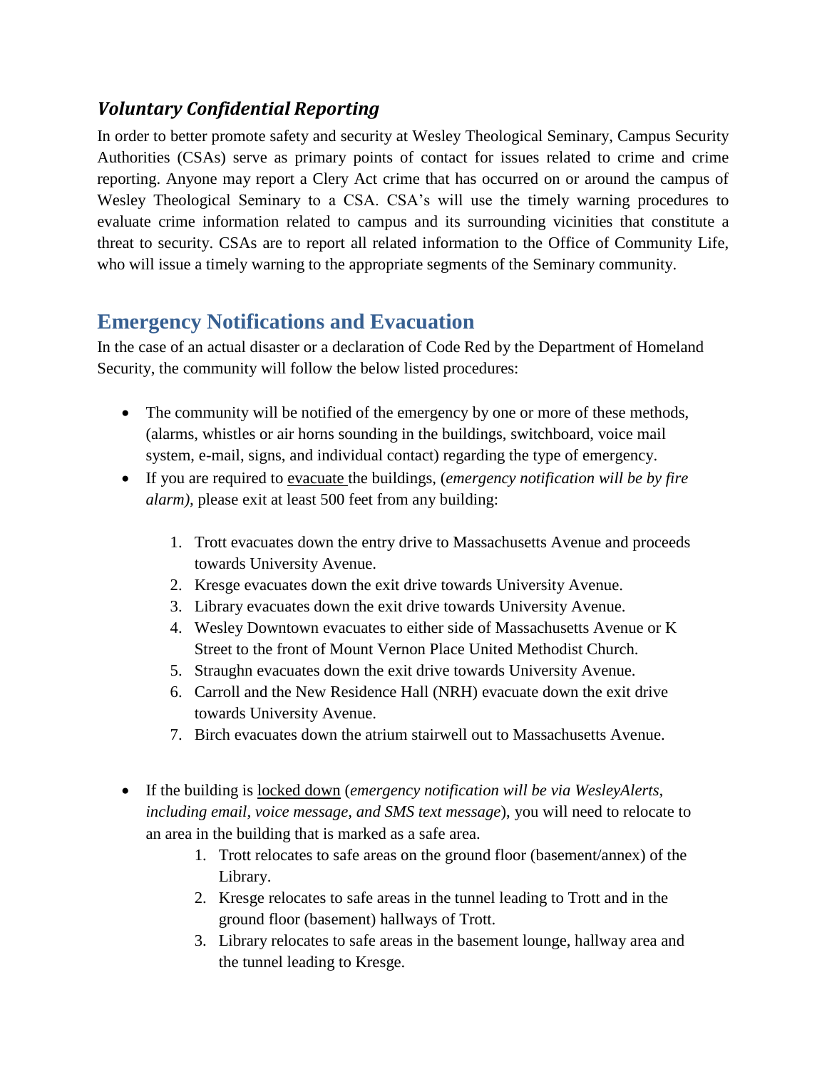### *Voluntary Confidential Reporting*

In order to better promote safety and security at Wesley Theological Seminary, Campus Security Authorities (CSAs) serve as primary points of contact for issues related to crime and crime reporting. Anyone may report a Clery Act crime that has occurred on or around the campus of Wesley Theological Seminary to a CSA. CSA's will use the timely warning procedures to evaluate crime information related to campus and its surrounding vicinities that constitute a threat to security. CSAs are to report all related information to the Office of Community Life, who will issue a timely warning to the appropriate segments of the Seminary community.

## Emergency Notifications and Evacuation

In the case of an actual disaster or a declaration of Code Red by the Department of Homeland Security, the community will follow the below listed procedures:

- The community will be notified of the emergency by one or more of these methods, (alarms, whistles or air horns sounding in the buildings, switchboard, voice mail system, e-mail, signs, and individual contact) regarding the type of emergency.
- If you are required to <u>evacuate</u> the buildings, (*emergency notification will be by fire alarm)*, please exit at least 500 feet from any building:

    1. Trott evacuates down the entry drive to Massachusetts Avenue and proceeds towards University Avenue.
    2. Kresge evacuates down the exit drive towards University Avenue.
    3. Library evacuates down the exit drive towards University Avenue.
    4. Wesley Downtown evacuates to either side of Massachusetts Avenue or K Street to the front of Mount Vernon Place United Methodist Church.
    5. Straughn evacuates down the exit drive towards University Avenue.
    6. Carroll and the New Residence Hall (NRH) evacuate down the exit drive towards University Avenue.
    7. Birch evacuates down the atrium stairwell out to Massachusetts Avenue.

- If the building is <u>locked down</u> (*emergency notification will be via WesleyAlerts, including email, voice message, and SMS text message*), you will need to relocate to an area in the building that is marked as a safe area.
    1. Trott relocates to safe areas on the ground floor (basement/annex) of the Library.
    2. Kresge relocates to safe areas in the tunnel leading to Trott and in the ground floor (basement) hallways of Trott.
    3. Library relocates to safe areas in the basement lounge, hallway area and the tunnel leading to Kresge.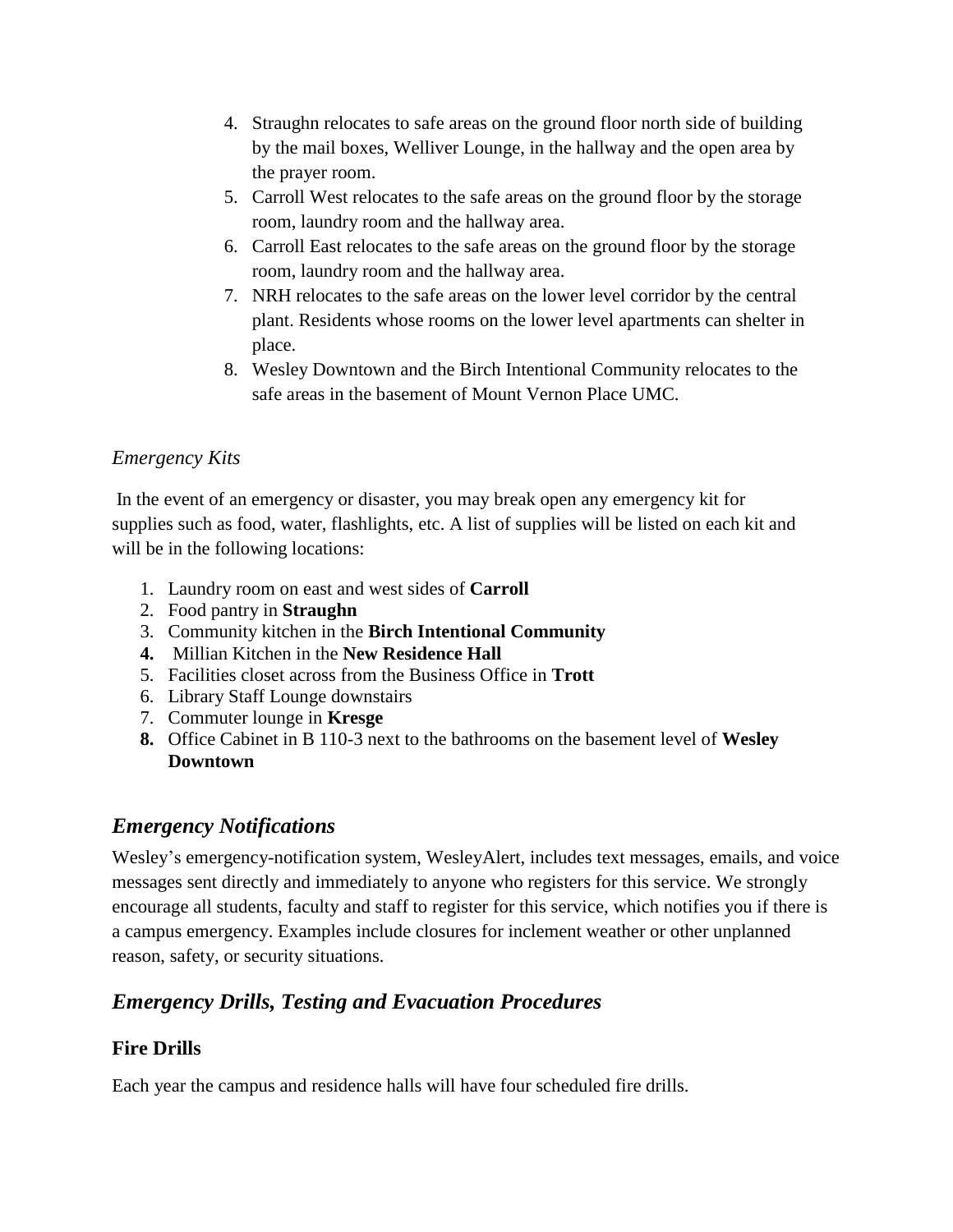4. Straughn relocates to safe areas on the ground floor north side of building by the mail boxes, Welliver Lounge, in the hallway and the open area by the prayer room.
5. Carroll West relocates to the safe areas on the ground floor by the storage room, laundry room and the hallway area.
6. Carroll East relocates to the safe areas on the ground floor by the storage room, laundry room and the hallway area.
7. NRH relocates to the safe areas on the lower level corridor by the central plant. Residents whose rooms on the lower level apartments can shelter in place.
8. Wesley Downtown and the Birch Intentional Community relocates to the safe areas in the basement of Mount Vernon Place UMC.

*Emergency Kits*

In the event of an emergency or disaster, you may break open any emergency kit for supplies such as food, water, flashlights, etc. A list of supplies will be listed on each kit and will be in the following locations:

1. Laundry room on east and west sides of **Carroll**
2. Food pantry in **Straughn**
3. Community kitchen in the **Birch Intentional Community**
4. Millian Kitchen in the **New Residence Hall**
5. Facilities closet across from the Business Office in **Trott**
6. Library Staff Lounge downstairs
7. Commuter lounge in **Kresge**
8. Office Cabinet in B 110-3 next to the bathrooms on the basement level of **Wesley Downtown**

## *Emergency Notifications*

Wesley's emergency-notification system, WesleyAlert, includes text messages, emails, and voice messages sent directly and immediately to anyone who registers for this service. We strongly encourage all students, faculty and staff to register for this service, which notifies you if there is a campus emergency. Examples include closures for inclement weather or other unplanned reason, safety, or security situations.

## *Emergency Drills, Testing and Evacuation Procedures*

### Fire Drills

Each year the campus and residence halls will have four scheduled fire drills.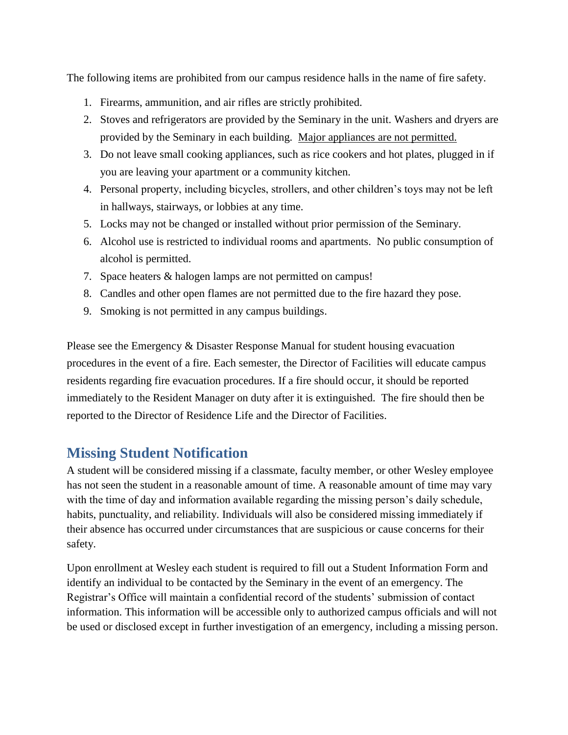The following items are prohibited from our campus residence halls in the name of fire safety.

1. Firearms, ammunition, and air rifles are strictly prohibited.
2. Stoves and refrigerators are provided by the Seminary in the unit. Washers and dryers are provided by the Seminary in each building. Major appliances are not permitted.
3. Do not leave small cooking appliances, such as rice cookers and hot plates, plugged in if you are leaving your apartment or a community kitchen.
4. Personal property, including bicycles, strollers, and other children's toys may not be left in hallways, stairways, or lobbies at any time.
5. Locks may not be changed or installed without prior permission of the Seminary.
6. Alcohol use is restricted to individual rooms and apartments. No public consumption of alcohol is permitted.
7. Space heaters & halogen lamps are not permitted on campus!
8. Candles and other open flames are not permitted due to the fire hazard they pose.
9. Smoking is not permitted in any campus buildings.

Please see the Emergency & Disaster Response Manual for student housing evacuation procedures in the event of a fire. Each semester, the Director of Facilities will educate campus residents regarding fire evacuation procedures. If a fire should occur, it should be reported immediately to the Resident Manager on duty after it is extinguished. The fire should then be reported to the Director of Residence Life and the Director of Facilities.

## Missing Student Notification

A student will be considered missing if a classmate, faculty member, or other Wesley employee has not seen the student in a reasonable amount of time. A reasonable amount of time may vary with the time of day and information available regarding the missing person's daily schedule, habits, punctuality, and reliability. Individuals will also be considered missing immediately if their absence has occurred under circumstances that are suspicious or cause concerns for their safety.

Upon enrollment at Wesley each student is required to fill out a Student Information Form and identify an individual to be contacted by the Seminary in the event of an emergency. The Registrar's Office will maintain a confidential record of the students' submission of contact information. This information will be accessible only to authorized campus officials and will not be used or disclosed except in further investigation of an emergency, including a missing person.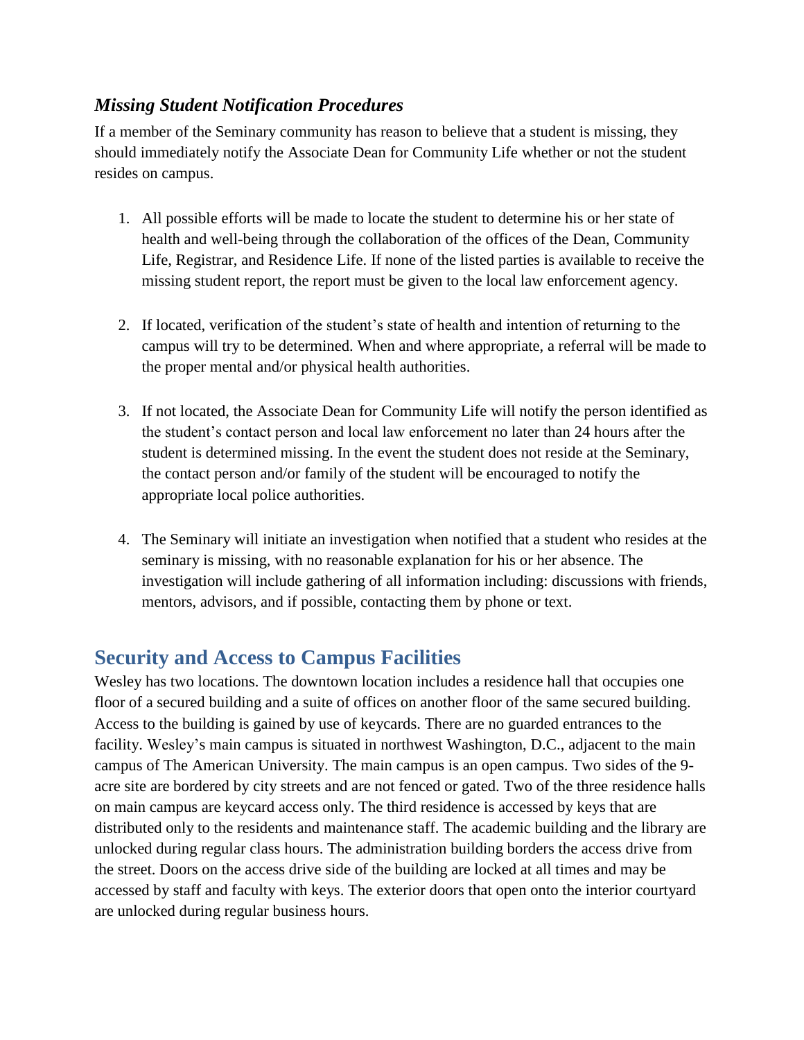### *Missing Student Notification Procedures*

If a member of the Seminary community has reason to believe that a student is missing, they should immediately notify the Associate Dean for Community Life whether or not the student resides on campus.

1. All possible efforts will be made to locate the student to determine his or her state of health and well-being through the collaboration of the offices of the Dean, Community Life, Registrar, and Residence Life. If none of the listed parties is available to receive the missing student report, the report must be given to the local law enforcement agency.

2. If located, verification of the student's state of health and intention of returning to the campus will try to be determined. When and where appropriate, a referral will be made to the proper mental and/or physical health authorities.

3. If not located, the Associate Dean for Community Life will notify the person identified as the student's contact person and local law enforcement no later than 24 hours after the student is determined missing. In the event the student does not reside at the Seminary, the contact person and/or family of the student will be encouraged to notify the appropriate local police authorities.

4. The Seminary will initiate an investigation when notified that a student who resides at the seminary is missing, with no reasonable explanation for his or her absence. The investigation will include gathering of all information including: discussions with friends, mentors, advisors, and if possible, contacting them by phone or text.

## Security and Access to Campus Facilities

Wesley has two locations. The downtown location includes a residence hall that occupies one floor of a secured building and a suite of offices on another floor of the same secured building. Access to the building is gained by use of keycards. There are no guarded entrances to the facility. Wesley's main campus is situated in northwest Washington, D.C., adjacent to the main campus of The American University. The main campus is an open campus. Two sides of the 9-acre site are bordered by city streets and are not fenced or gated. Two of the three residence halls on main campus are keycard access only. The third residence is accessed by keys that are distributed only to the residents and maintenance staff. The academic building and the library are unlocked during regular class hours. The administration building borders the access drive from the street. Doors on the access drive side of the building are locked at all times and may be accessed by staff and faculty with keys. The exterior doors that open onto the interior courtyard are unlocked during regular business hours.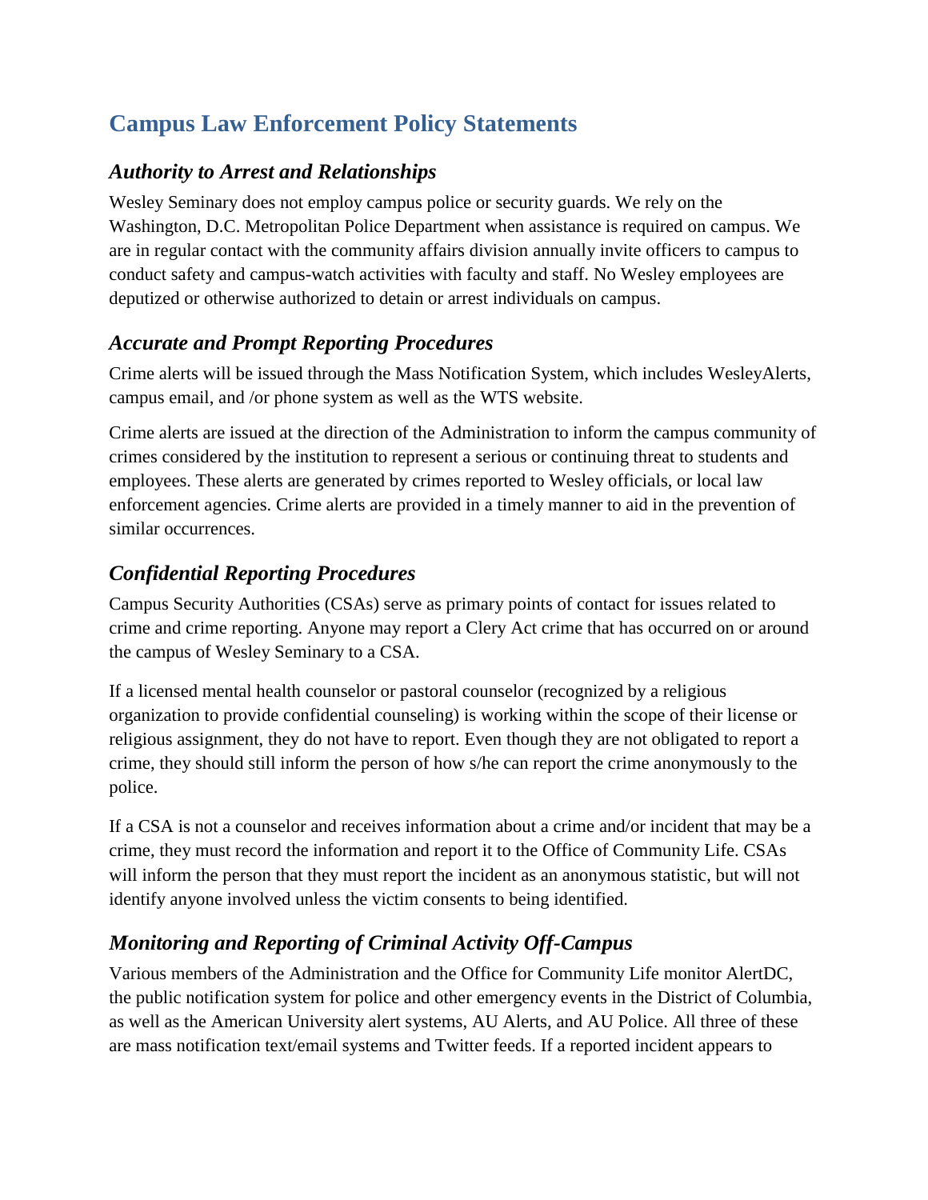# Campus Law Enforcement Policy Statements

## *Authority to Arrest and Relationships*

Wesley Seminary does not employ campus police or security guards. We rely on the Washington, D.C. Metropolitan Police Department when assistance is required on campus. We are in regular contact with the community affairs division annually invite officers to campus to conduct safety and campus-watch activities with faculty and staff. No Wesley employees are deputized or otherwise authorized to detain or arrest individuals on campus.

## *Accurate and Prompt Reporting Procedures*

Crime alerts will be issued through the Mass Notification System, which includes WesleyAlerts, campus email, and /or phone system as well as the WTS website.

Crime alerts are issued at the direction of the Administration to inform the campus community of crimes considered by the institution to represent a serious or continuing threat to students and employees. These alerts are generated by crimes reported to Wesley officials, or local law enforcement agencies. Crime alerts are provided in a timely manner to aid in the prevention of similar occurrences.

## *Confidential Reporting Procedures*

Campus Security Authorities (CSAs) serve as primary points of contact for issues related to crime and crime reporting. Anyone may report a Clery Act crime that has occurred on or around the campus of Wesley Seminary to a CSA.

If a licensed mental health counselor or pastoral counselor (recognized by a religious organization to provide confidential counseling) is working within the scope of their license or religious assignment, they do not have to report. Even though they are not obligated to report a crime, they should still inform the person of how s/he can report the crime anonymously to the police.

If a CSA is not a counselor and receives information about a crime and/or incident that may be a crime, they must record the information and report it to the Office of Community Life. CSAs will inform the person that they must report the incident as an anonymous statistic, but will not identify anyone involved unless the victim consents to being identified.

## *Monitoring and Reporting of Criminal Activity Off-Campus*

Various members of the Administration and the Office for Community Life monitor AlertDC, the public notification system for police and other emergency events in the District of Columbia, as well as the American University alert systems, AU Alerts, and AU Police. All three of these are mass notification text/email systems and Twitter feeds. If a reported incident appears to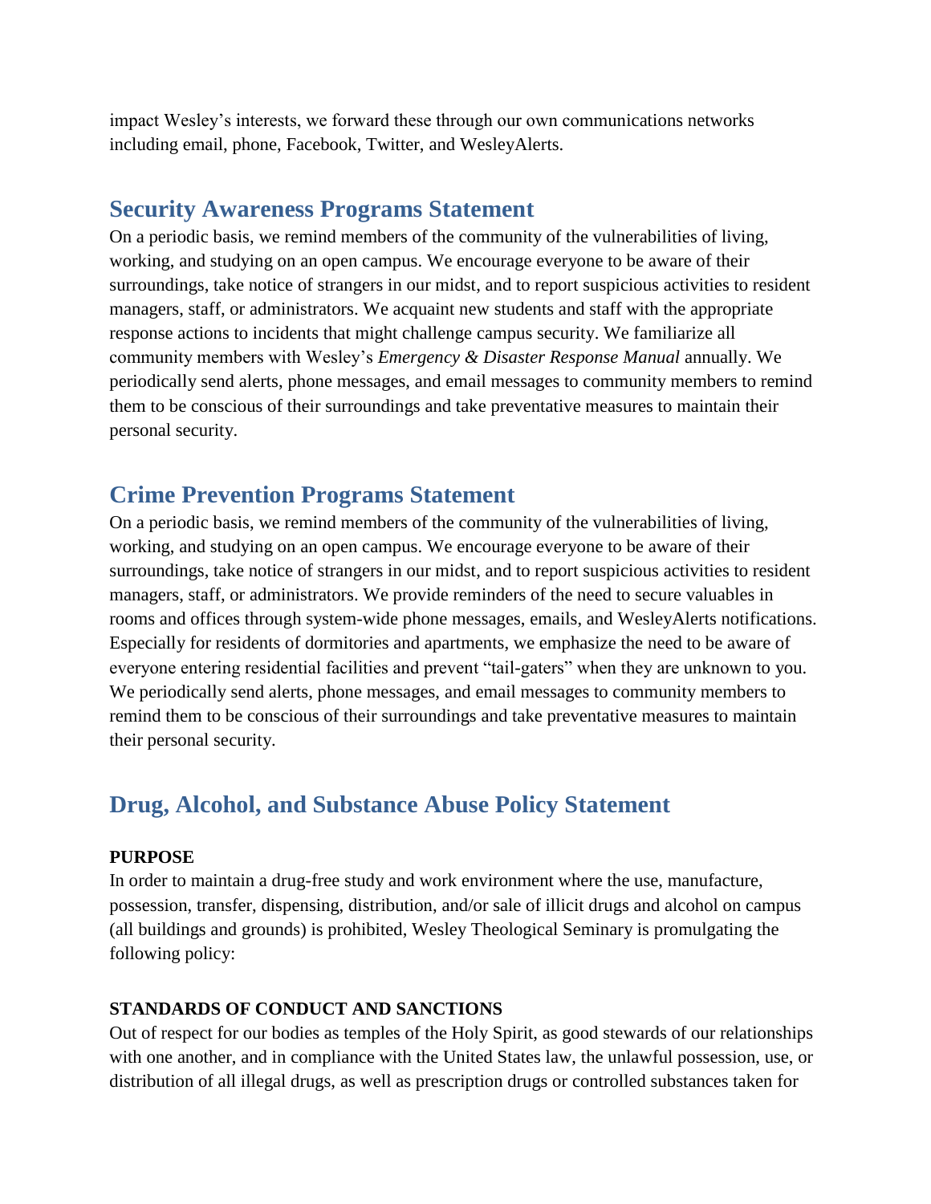impact Wesley's interests, we forward these through our own communications networks including email, phone, Facebook, Twitter, and WesleyAlerts.

## Security Awareness Programs Statement

On a periodic basis, we remind members of the community of the vulnerabilities of living, working, and studying on an open campus. We encourage everyone to be aware of their surroundings, take notice of strangers in our midst, and to report suspicious activities to resident managers, staff, or administrators. We acquaint new students and staff with the appropriate response actions to incidents that might challenge campus security. We familiarize all community members with Wesley's *Emergency & Disaster Response Manual* annually. We periodically send alerts, phone messages, and email messages to community members to remind them to be conscious of their surroundings and take preventative measures to maintain their personal security.

## Crime Prevention Programs Statement

On a periodic basis, we remind members of the community of the vulnerabilities of living, working, and studying on an open campus. We encourage everyone to be aware of their surroundings, take notice of strangers in our midst, and to report suspicious activities to resident managers, staff, or administrators. We provide reminders of the need to secure valuables in rooms and offices through system-wide phone messages, emails, and WesleyAlerts notifications. Especially for residents of dormitories and apartments, we emphasize the need to be aware of everyone entering residential facilities and prevent "tail-gaters" when they are unknown to you. We periodically send alerts, phone messages, and email messages to community members to remind them to be conscious of their surroundings and take preventative measures to maintain their personal security.

## Drug, Alcohol, and Substance Abuse Policy Statement

**PURPOSE**

In order to maintain a drug-free study and work environment where the use, manufacture, possession, transfer, dispensing, distribution, and/or sale of illicit drugs and alcohol on campus (all buildings and grounds) is prohibited, Wesley Theological Seminary is promulgating the following policy:

**STANDARDS OF CONDUCT AND SANCTIONS**

Out of respect for our bodies as temples of the Holy Spirit, as good stewards of our relationships with one another, and in compliance with the United States law, the unlawful possession, use, or distribution of all illegal drugs, as well as prescription drugs or controlled substances taken for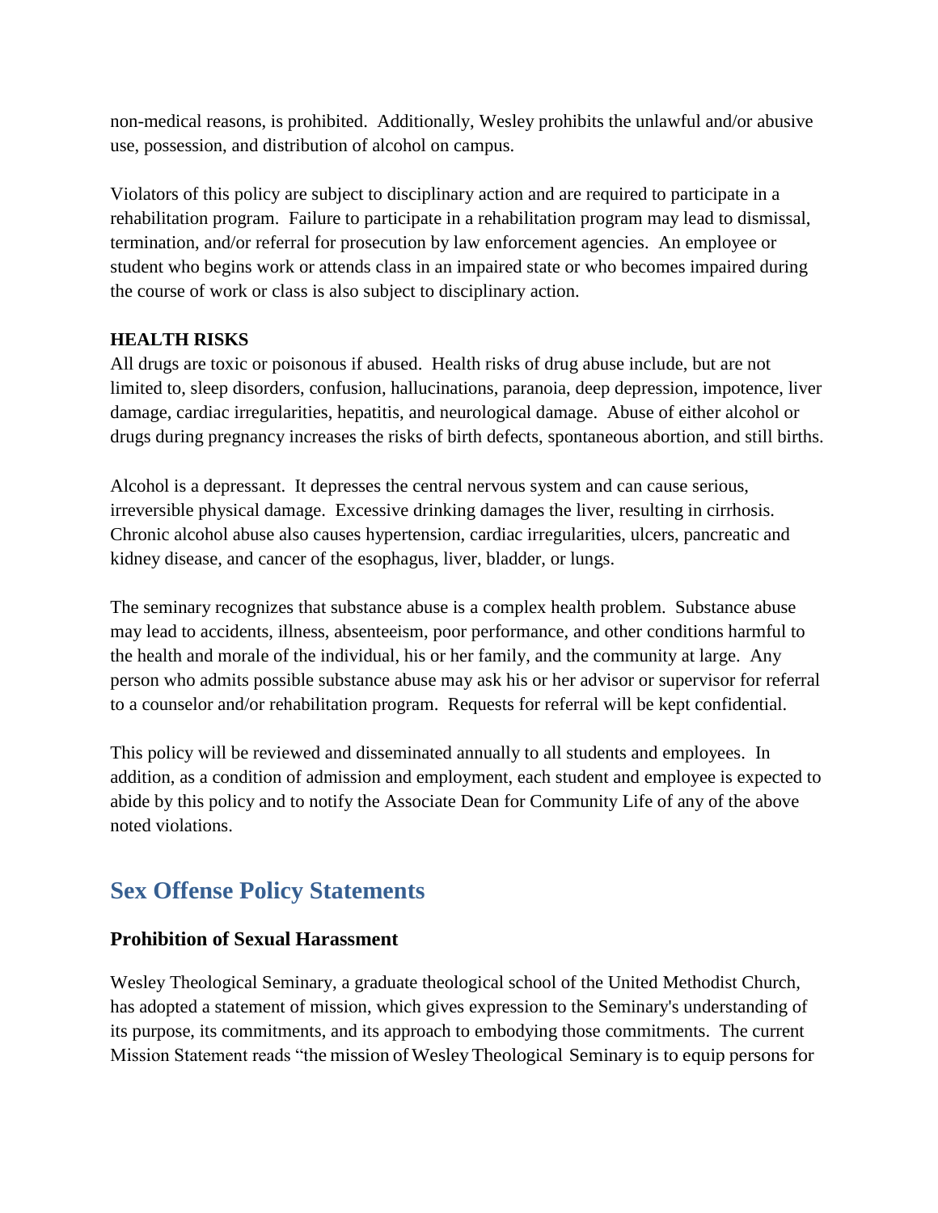non-medical reasons, is prohibited. Additionally, Wesley prohibits the unlawful and/or abusive use, possession, and distribution of alcohol on campus.

Violators of this policy are subject to disciplinary action and are required to participate in a rehabilitation program. Failure to participate in a rehabilitation program may lead to dismissal, termination, and/or referral for prosecution by law enforcement agencies. An employee or student who begins work or attends class in an impaired state or who becomes impaired during the course of work or class is also subject to disciplinary action.

**HEALTH RISKS**

All drugs are toxic or poisonous if abused. Health risks of drug abuse include, but are not limited to, sleep disorders, confusion, hallucinations, paranoia, deep depression, impotence, liver damage, cardiac irregularities, hepatitis, and neurological damage. Abuse of either alcohol or drugs during pregnancy increases the risks of birth defects, spontaneous abortion, and still births.

Alcohol is a depressant. It depresses the central nervous system and can cause serious, irreversible physical damage. Excessive drinking damages the liver, resulting in cirrhosis. Chronic alcohol abuse also causes hypertension, cardiac irregularities, ulcers, pancreatic and kidney disease, and cancer of the esophagus, liver, bladder, or lungs.

The seminary recognizes that substance abuse is a complex health problem. Substance abuse may lead to accidents, illness, absenteeism, poor performance, and other conditions harmful to the health and morale of the individual, his or her family, and the community at large. Any person who admits possible substance abuse may ask his or her advisor or supervisor for referral to a counselor and/or rehabilitation program. Requests for referral will be kept confidential.

This policy will be reviewed and disseminated annually to all students and employees. In addition, as a condition of admission and employment, each student and employee is expected to abide by this policy and to notify the Associate Dean for Community Life of any of the above noted violations.

## Sex Offense Policy Statements

### Prohibition of Sexual Harassment

Wesley Theological Seminary, a graduate theological school of the United Methodist Church, has adopted a statement of mission, which gives expression to the Seminary's understanding of its purpose, its commitments, and its approach to embodying those commitments. The current Mission Statement reads "the mission of Wesley Theological Seminary is to equip persons for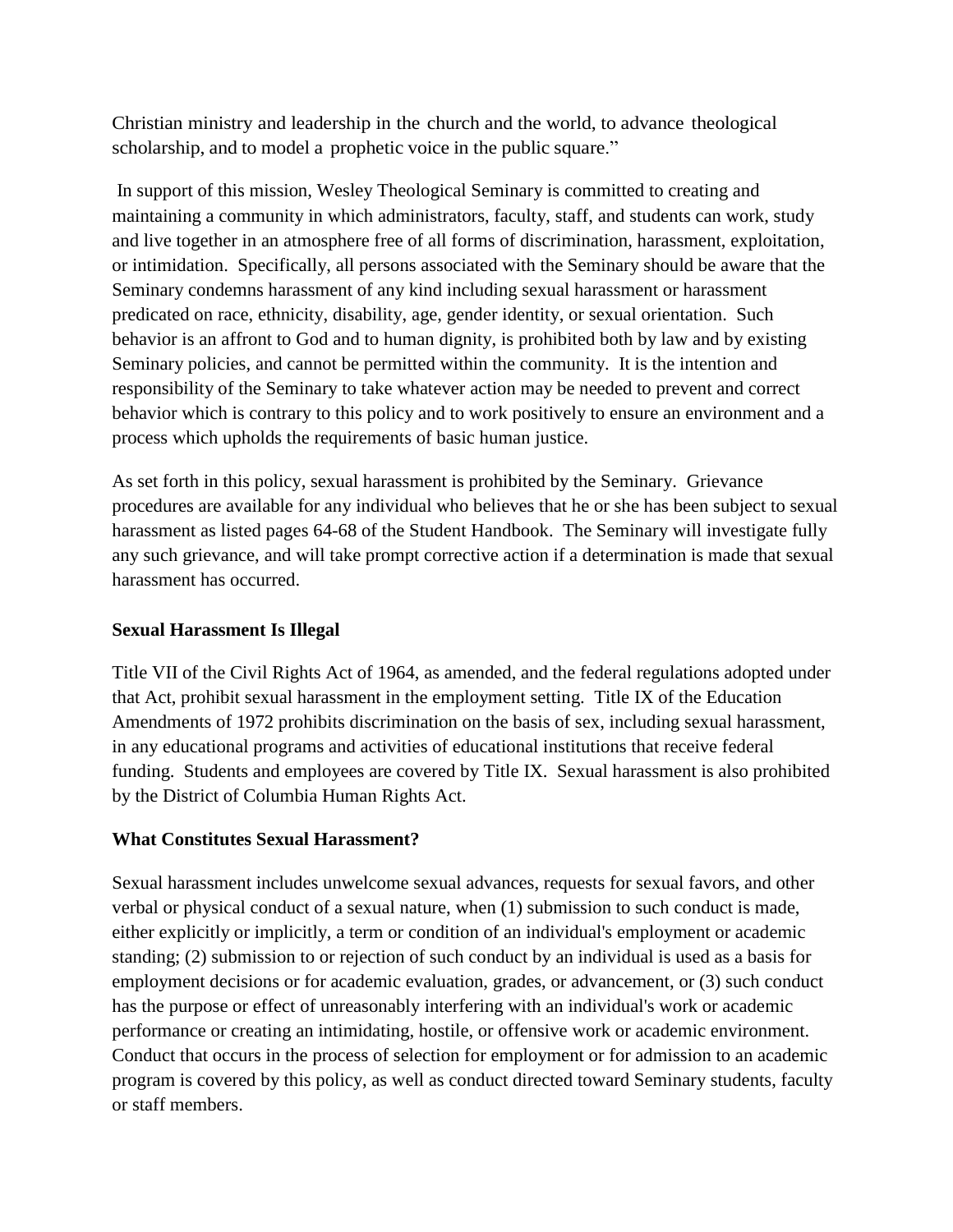Christian ministry and leadership in the church and the world, to advance theological scholarship, and to model a prophetic voice in the public square."

In support of this mission, Wesley Theological Seminary is committed to creating and maintaining a community in which administrators, faculty, staff, and students can work, study and live together in an atmosphere free of all forms of discrimination, harassment, exploitation, or intimidation. Specifically, all persons associated with the Seminary should be aware that the Seminary condemns harassment of any kind including sexual harassment or harassment predicated on race, ethnicity, disability, age, gender identity, or sexual orientation. Such behavior is an affront to God and to human dignity, is prohibited both by law and by existing Seminary policies, and cannot be permitted within the community. It is the intention and responsibility of the Seminary to take whatever action may be needed to prevent and correct behavior which is contrary to this policy and to work positively to ensure an environment and a process which upholds the requirements of basic human justice.

As set forth in this policy, sexual harassment is prohibited by the Seminary. Grievance procedures are available for any individual who believes that he or she has been subject to sexual harassment as listed pages 64-68 of the Student Handbook. The Seminary will investigate fully any such grievance, and will take prompt corrective action if a determination is made that sexual harassment has occurred.

**Sexual Harassment Is Illegal**

Title VII of the Civil Rights Act of 1964, as amended, and the federal regulations adopted under that Act, prohibit sexual harassment in the employment setting. Title IX of the Education Amendments of 1972 prohibits discrimination on the basis of sex, including sexual harassment, in any educational programs and activities of educational institutions that receive federal funding. Students and employees are covered by Title IX. Sexual harassment is also prohibited by the District of Columbia Human Rights Act.

**What Constitutes Sexual Harassment?**

Sexual harassment includes unwelcome sexual advances, requests for sexual favors, and other verbal or physical conduct of a sexual nature, when (1) submission to such conduct is made, either explicitly or implicitly, a term or condition of an individual's employment or academic standing; (2) submission to or rejection of such conduct by an individual is used as a basis for employment decisions or for academic evaluation, grades, or advancement, or (3) such conduct has the purpose or effect of unreasonably interfering with an individual's work or academic performance or creating an intimidating, hostile, or offensive work or academic environment. Conduct that occurs in the process of selection for employment or for admission to an academic program is covered by this policy, as well as conduct directed toward Seminary students, faculty or staff members.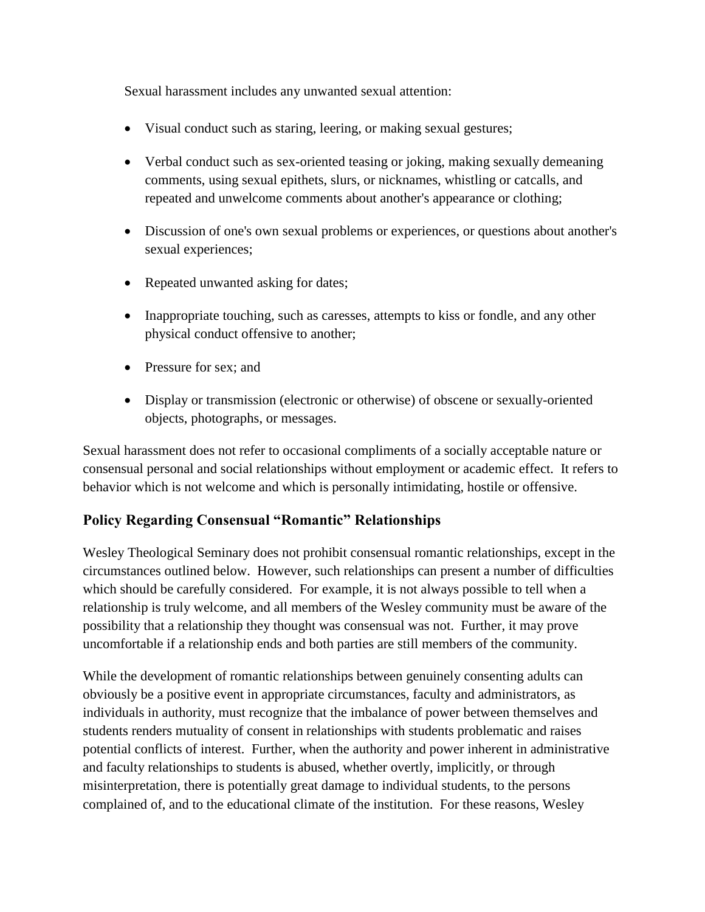Sexual harassment includes any unwanted sexual attention:

- Visual conduct such as staring, leering, or making sexual gestures;
- Verbal conduct such as sex-oriented teasing or joking, making sexually demeaning comments, using sexual epithets, slurs, or nicknames, whistling or catcalls, and repeated and unwelcome comments about another's appearance or clothing;
- Discussion of one's own sexual problems or experiences, or questions about another's sexual experiences;
- Repeated unwanted asking for dates;
- Inappropriate touching, such as caresses, attempts to kiss or fondle, and any other physical conduct offensive to another;
- Pressure for sex; and
- Display or transmission (electronic or otherwise) of obscene or sexually-oriented objects, photographs, or messages.

Sexual harassment does not refer to occasional compliments of a socially acceptable nature or consensual personal and social relationships without employment or academic effect. It refers to behavior which is not welcome and which is personally intimidating, hostile or offensive.

## Policy Regarding Consensual "Romantic" Relationships

Wesley Theological Seminary does not prohibit consensual romantic relationships, except in the circumstances outlined below. However, such relationships can present a number of difficulties which should be carefully considered. For example, it is not always possible to tell when a relationship is truly welcome, and all members of the Wesley community must be aware of the possibility that a relationship they thought was consensual was not. Further, it may prove uncomfortable if a relationship ends and both parties are still members of the community.

While the development of romantic relationships between genuinely consenting adults can obviously be a positive event in appropriate circumstances, faculty and administrators, as individuals in authority, must recognize that the imbalance of power between themselves and students renders mutuality of consent in relationships with students problematic and raises potential conflicts of interest. Further, when the authority and power inherent in administrative and faculty relationships to students is abused, whether overtly, implicitly, or through misinterpretation, there is potentially great damage to individual students, to the persons complained of, and to the educational climate of the institution. For these reasons, Wesley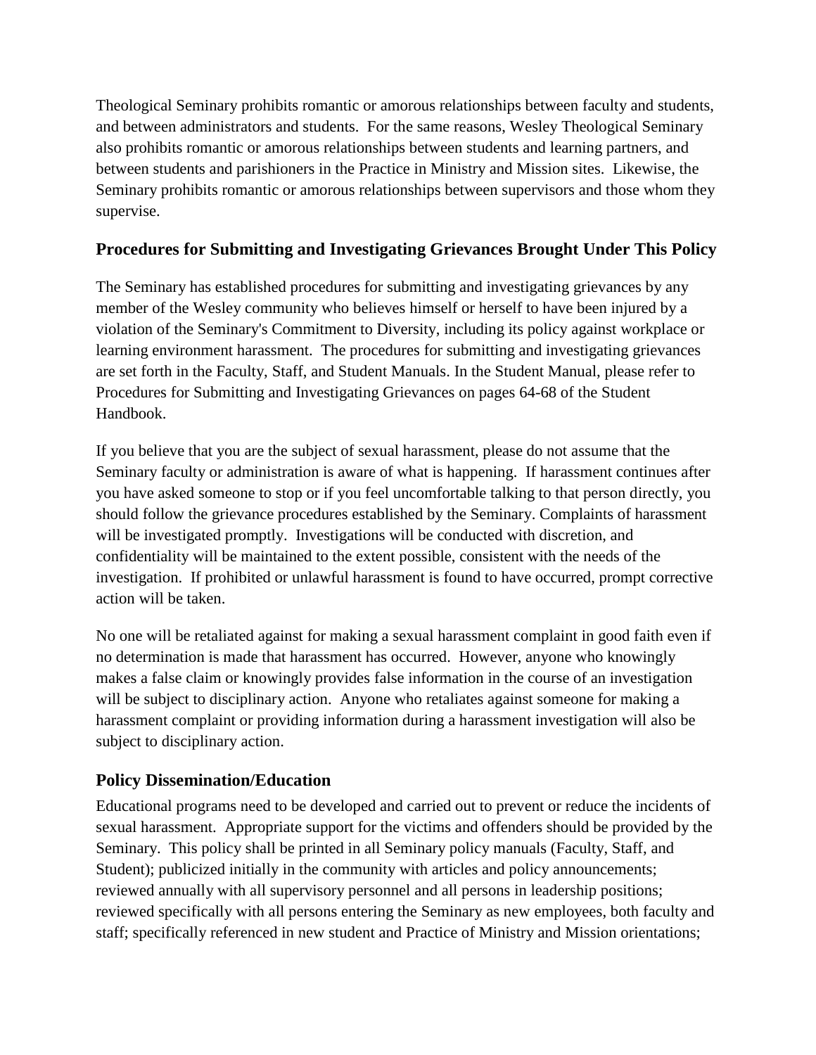Theological Seminary prohibits romantic or amorous relationships between faculty and students, and between administrators and students. For the same reasons, Wesley Theological Seminary also prohibits romantic or amorous relationships between students and learning partners, and between students and parishioners in the Practice in Ministry and Mission sites. Likewise, the Seminary prohibits romantic or amorous relationships between supervisors and those whom they supervise.

## Procedures for Submitting and Investigating Grievances Brought Under This Policy

The Seminary has established procedures for submitting and investigating grievances by any member of the Wesley community who believes himself or herself to have been injured by a violation of the Seminary's Commitment to Diversity, including its policy against workplace or learning environment harassment. The procedures for submitting and investigating grievances are set forth in the Faculty, Staff, and Student Manuals. In the Student Manual, please refer to Procedures for Submitting and Investigating Grievances on pages 64-68 of the Student Handbook.

If you believe that you are the subject of sexual harassment, please do not assume that the Seminary faculty or administration is aware of what is happening. If harassment continues after you have asked someone to stop or if you feel uncomfortable talking to that person directly, you should follow the grievance procedures established by the Seminary. Complaints of harassment will be investigated promptly. Investigations will be conducted with discretion, and confidentiality will be maintained to the extent possible, consistent with the needs of the investigation. If prohibited or unlawful harassment is found to have occurred, prompt corrective action will be taken.

No one will be retaliated against for making a sexual harassment complaint in good faith even if no determination is made that harassment has occurred. However, anyone who knowingly makes a false claim or knowingly provides false information in the course of an investigation will be subject to disciplinary action. Anyone who retaliates against someone for making a harassment complaint or providing information during a harassment investigation will also be subject to disciplinary action.

## Policy Dissemination/Education

Educational programs need to be developed and carried out to prevent or reduce the incidents of sexual harassment. Appropriate support for the victims and offenders should be provided by the Seminary. This policy shall be printed in all Seminary policy manuals (Faculty, Staff, and Student); publicized initially in the community with articles and policy announcements; reviewed annually with all supervisory personnel and all persons in leadership positions; reviewed specifically with all persons entering the Seminary as new employees, both faculty and staff; specifically referenced in new student and Practice of Ministry and Mission orientations;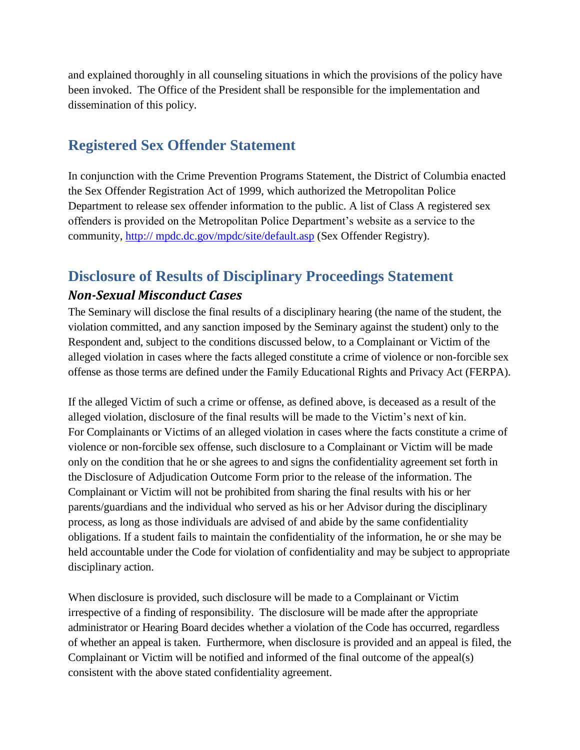and explained thoroughly in all counseling situations in which the provisions of the policy have been invoked. The Office of the President shall be responsible for the implementation and dissemination of this policy.

## Registered Sex Offender Statement

In conjunction with the Crime Prevention Programs Statement, the District of Columbia enacted the Sex Offender Registration Act of 1999, which authorized the Metropolitan Police Department to release sex offender information to the public. A list of Class A registered sex offenders is provided on the Metropolitan Police Department's website as a service to the community, [http:// mpdc.dc.gov/mpdc/site/default.asp](http://mpdc.dc.gov/mpdc/site/default.asp) (Sex Offender Registry).

## Disclosure of Results of Disciplinary Proceedings Statement

### *Non-Sexual Misconduct Cases*

The Seminary will disclose the final results of a disciplinary hearing (the name of the student, the violation committed, and any sanction imposed by the Seminary against the student) only to the Respondent and, subject to the conditions discussed below, to a Complainant or Victim of the alleged violation in cases where the facts alleged constitute a crime of violence or non-forcible sex offense as those terms are defined under the Family Educational Rights and Privacy Act (FERPA).

If the alleged Victim of such a crime or offense, as defined above, is deceased as a result of the alleged violation, disclosure of the final results will be made to the Victim's next of kin. For Complainants or Victims of an alleged violation in cases where the facts constitute a crime of violence or non-forcible sex offense, such disclosure to a Complainant or Victim will be made only on the condition that he or she agrees to and signs the confidentiality agreement set forth in the Disclosure of Adjudication Outcome Form prior to the release of the information. The Complainant or Victim will not be prohibited from sharing the final results with his or her parents/guardians and the individual who served as his or her Advisor during the disciplinary process, as long as those individuals are advised of and abide by the same confidentiality obligations. If a student fails to maintain the confidentiality of the information, he or she may be held accountable under the Code for violation of confidentiality and may be subject to appropriate disciplinary action.

When disclosure is provided, such disclosure will be made to a Complainant or Victim irrespective of a finding of responsibility. The disclosure will be made after the appropriate administrator or Hearing Board decides whether a violation of the Code has occurred, regardless of whether an appeal is taken. Furthermore, when disclosure is provided and an appeal is filed, the Complainant or Victim will be notified and informed of the final outcome of the appeal(s) consistent with the above stated confidentiality agreement.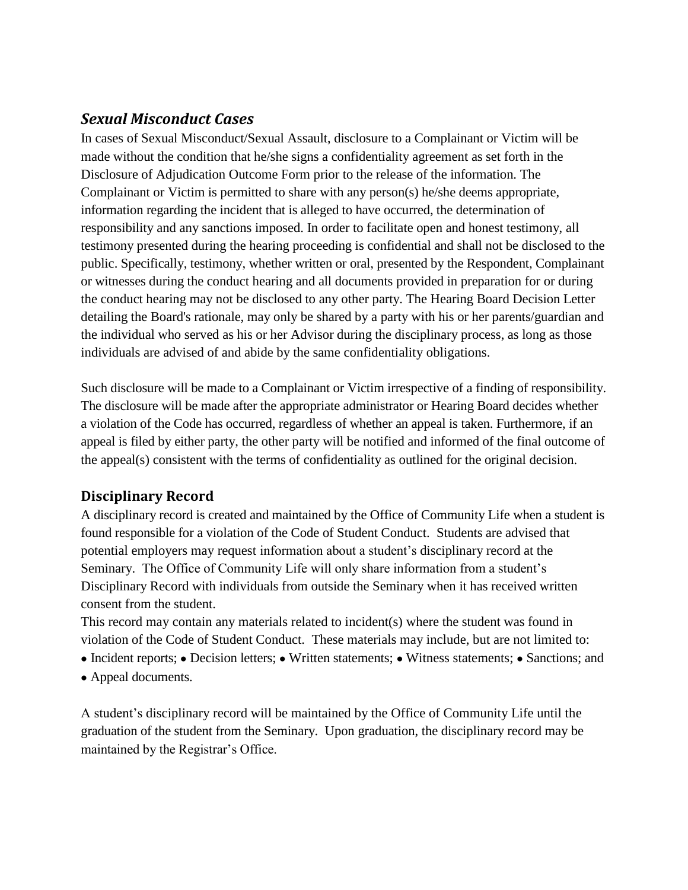## *Sexual Misconduct Cases*

In cases of Sexual Misconduct/Sexual Assault, disclosure to a Complainant or Victim will be made without the condition that he/she signs a confidentiality agreement as set forth in the Disclosure of Adjudication Outcome Form prior to the release of the information. The Complainant or Victim is permitted to share with any person(s) he/she deems appropriate, information regarding the incident that is alleged to have occurred, the determination of responsibility and any sanctions imposed. In order to facilitate open and honest testimony, all testimony presented during the hearing proceeding is confidential and shall not be disclosed to the public. Specifically, testimony, whether written or oral, presented by the Respondent, Complainant or witnesses during the conduct hearing and all documents provided in preparation for or during the conduct hearing may not be disclosed to any other party. The Hearing Board Decision Letter detailing the Board's rationale, may only be shared by a party with his or her parents/guardian and the individual who served as his or her Advisor during the disciplinary process, as long as those individuals are advised of and abide by the same confidentiality obligations.

Such disclosure will be made to a Complainant or Victim irrespective of a finding of responsibility. The disclosure will be made after the appropriate administrator or Hearing Board decides whether a violation of the Code has occurred, regardless of whether an appeal is taken. Furthermore, if an appeal is filed by either party, the other party will be notified and informed of the final outcome of the appeal(s) consistent with the terms of confidentiality as outlined for the original decision.

## **Disciplinary Record**

A disciplinary record is created and maintained by the Office of Community Life when a student is found responsible for a violation of the Code of Student Conduct. Students are advised that potential employers may request information about a student's disciplinary record at the Seminary. The Office of Community Life will only share information from a student's Disciplinary Record with individuals from outside the Seminary when it has received written consent from the student.

This record may contain any materials related to incident(s) where the student was found in violation of the Code of Student Conduct. These materials may include, but are not limited to:

- Incident reports;
- Decision letters;
- Written statements;
- Witness statements;
- Sanctions; and
- Appeal documents.

A student's disciplinary record will be maintained by the Office of Community Life until the graduation of the student from the Seminary. Upon graduation, the disciplinary record may be maintained by the Registrar's Office.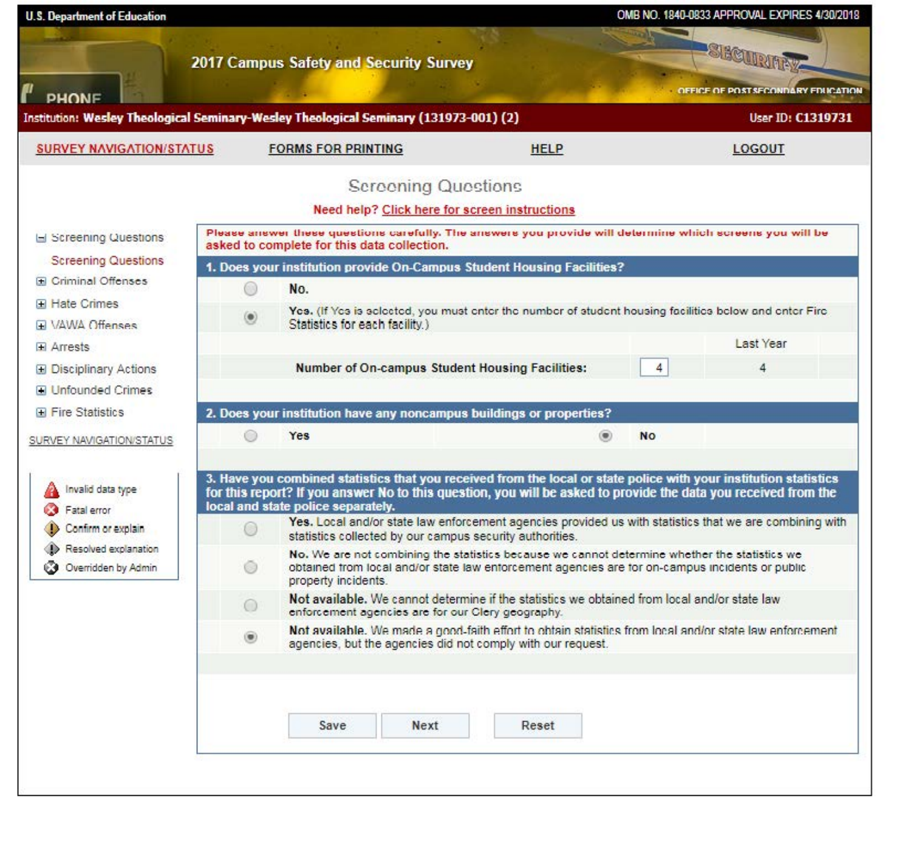U.S. Department of Education

OMB NO. 1840-0833 APPROVAL EXPIRES 4/30/2018

# 2017 Campus Safety and Security Survey

OFFICE OF POSTSECONDARY EDUCATION

Institution: **Wesley Theological Seminary-Wesley Theological Seminary (131973-001) (2)**

User ID: **C1319731**

SURVEY NAVIGATION/STATUS | FORMS FOR PRINTING | HELP | LOGOUT

## Screening Questions

Need help? Click here for screen instructions

- Screening Questions
  - Screening Questions
- Criminal Offenses
- Hate Crimes
- VAWA Offenses
- Arrests
- Disciplinary Actions
- Unfounded Crimes
- Fire Statistics

SURVEY NAVIGATION/STATUS

- Invalid data type
- Fatal error
- Confirm or explain
- Resolved explanation
- Overridden by Admin

**Please answer these questions carefully. The answers you provide will determine which screens you will be asked to complete for this data collection.**

**1. Does your institution provide On-Campus Student Housing Facilities?**

- ○ **No.**
- ◉ **Yes.** (If Yes is selected, you must enter the number of student housing facilities below and enter Fire Statistics for each facility.)

| | | Last Year |
|---|---|---|
| **Number of On-campus Student Housing Facilities:** | 4 | 4 |

**2. Does your institution have any noncampus buildings or properties?**

- ○ **Yes**
- ◉ **No**

**3. Have you combined statistics that you received from the local or state police with your institution statistics for this report? If you answer No to this question, you will be asked to provide the data you received from the local and state police separately.**

- ○ **Yes.** Local and/or state law enforcement agencies provided us with statistics that we are combining with statistics collected by our campus security authorities.
- ○ **No.** We are not combining the statistics because we cannot determine whether the statistics we obtained from local and/or state law enforcement agencies are for on-campus incidents or public property incidents.
- ○ **Not available.** We cannot determine if the statistics we obtained from local and/or state law enforcement agencies are for our Clery geography.
- ◉ **Not available.** We made a good-faith effort to obtain statistics from local and/or state law enforcement agencies, but the agencies did not comply with our request.

Save | Next | Reset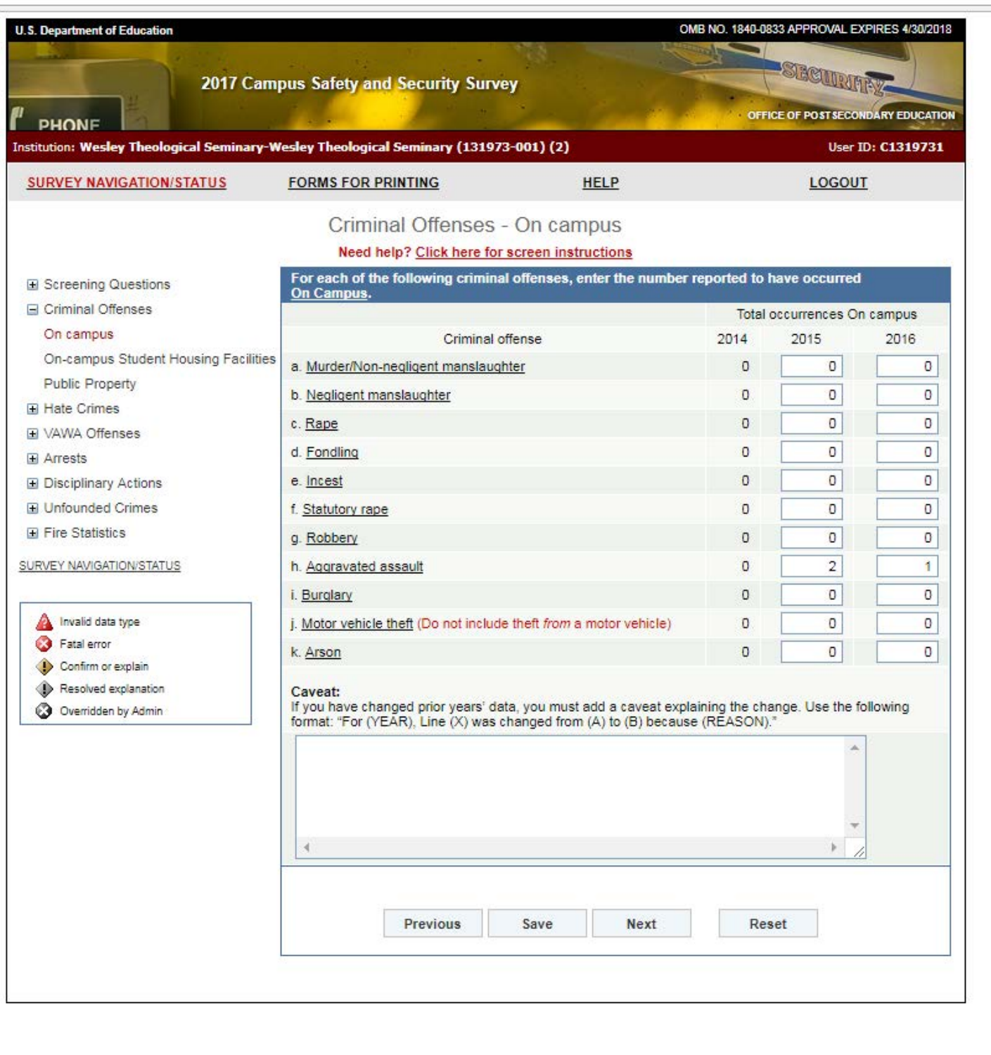U.S. Department of Education

OMB NO. 1840-0833 APPROVAL EXPIRES 4/30/2018

# 2017 Campus Safety and Security Survey

OFFICE OF POSTSECONDARY EDUCATION

Institution: **Wesley Theological Seminary-Wesley Theological Seminary (131973-001) (2)**

User ID: **C1319731**

SURVEY NAVIGATION/STATUS | FORMS FOR PRINTING | HELP | LOGOUT

## Criminal Offenses - On campus

Need help? Click here for screen instructions

- Screening Questions
- Criminal Offenses
  - On campus
  - On-campus Student Housing Facilities
  - Public Property
- Hate Crimes
- VAWA Offenses
- Arrests
- Disciplinary Actions
- Unfounded Crimes
- Fire Statistics

SURVEY NAVIGATION/STATUS

- Invalid data type
- Fatal error
- Confirm or explain
- Resolved explanation
- Overridden by Admin

**For each of the following criminal offenses, enter the number reported to have occurred On Campus.**

| Criminal offense | Total occurrences On campus 2014 | 2015 | 2016 |
|---|---|---|---|
| a. Murder/Non-negligent manslaughter | 0 | 0 | 0 |
| b. Negligent manslaughter | 0 | 0 | 0 |
| c. Rape | 0 | 0 | 0 |
| d. Fondling | 0 | 0 | 0 |
| e. Incest | 0 | 0 | 0 |
| f. Statutory rape | 0 | 0 | 0 |
| g. Robbery | 0 | 0 | 0 |
| h. Aggravated assault | 0 | 2 | 1 |
| i. Burglary | 0 | 0 | 0 |
| j. Motor vehicle theft (Do not include theft *from* a motor vehicle) | 0 | 0 | 0 |
| k. Arson | 0 | 0 | 0 |

**Caveat:**
If you have changed prior years' data, you must add a caveat explaining the change. Use the following format: "For (YEAR), Line (X) was changed from (A) to (B) because (REASON)."

Previous | Save | Next | Reset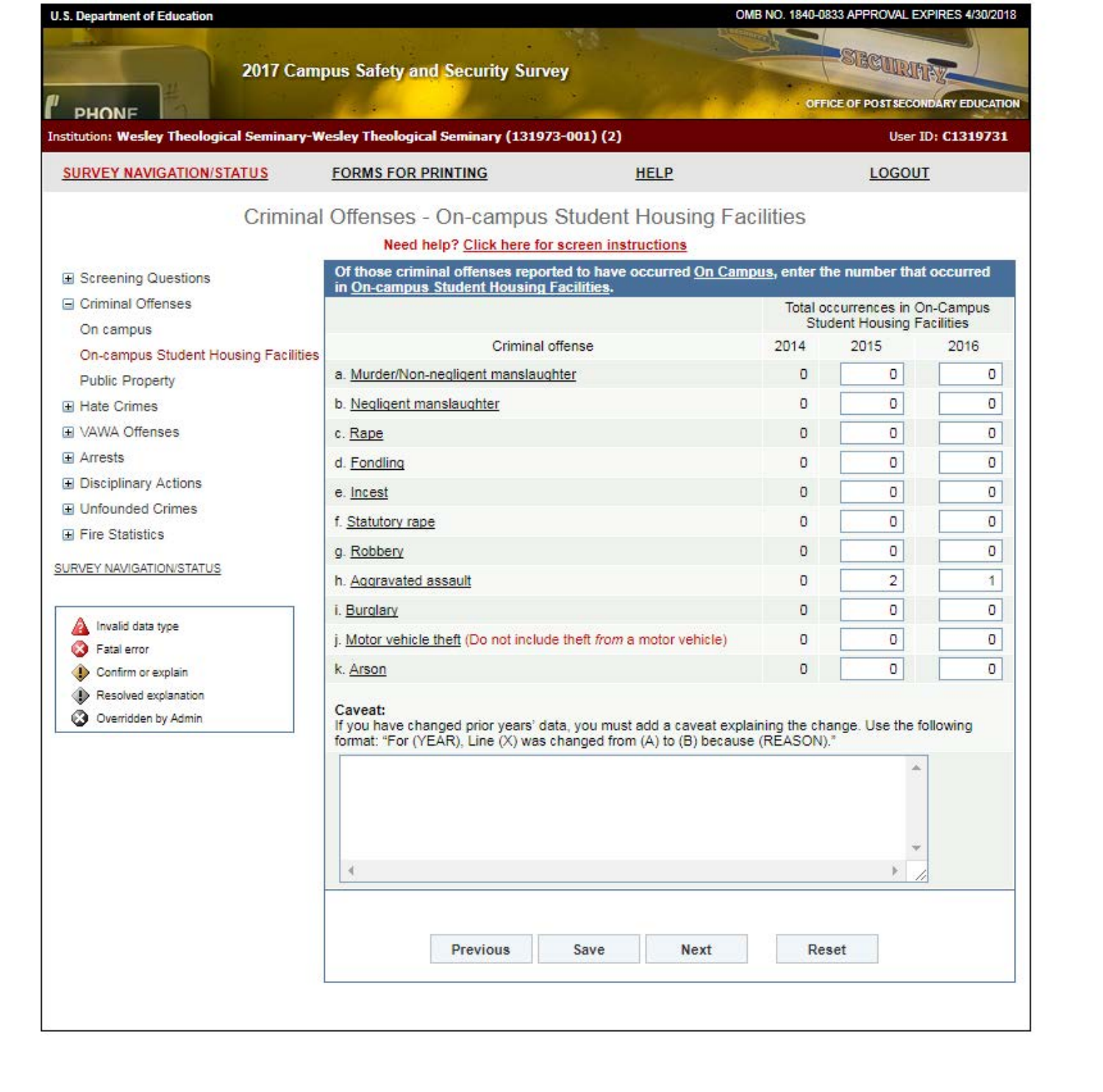U.S. Department of Education

OMB NO. 1840-0833 APPROVAL EXPIRES 4/30/2018

2017 Campus Safety and Security Survey

OFFICE OF POSTSECONDARY EDUCATION

Institution: **Wesley Theological Seminary-Wesley Theological Seminary (131973-001) (2)**

User ID: **C1319731**

SURVEY NAVIGATION/STATUS | FORMS FOR PRINTING | HELP | LOGOUT

# Criminal Offenses - On-campus Student Housing Facilities

**Need help? Click here for screen instructions**

- ⊞ Screening Questions
- ⊟ Criminal Offenses
  - On campus
  - On-campus Student Housing Facilities
  - Public Property
- ⊞ Hate Crimes
- ⊞ VAWA Offenses
- ⊞ Arrests
- ⊞ Disciplinary Actions
- ⊞ Unfounded Crimes
- ⊞ Fire Statistics

SURVEY NAVIGATION/STATUS

- Invalid data type
- Fatal error
- Confirm or explain
- Resolved explanation
- Overridden by Admin

**Of those criminal offenses reported to have occurred On Campus, enter the number that occurred in On-campus Student Housing Facilities.**

| Criminal offense | Total occurrences in On-Campus Student Housing Facilities | | |
|---|---|---|---|
| | 2014 | 2015 | 2016 |
| a. Murder/Non-negligent manslaughter | 0 | 0 | 0 |
| b. Negligent manslaughter | 0 | 0 | 0 |
| c. Rape | 0 | 0 | 0 |
| d. Fondling | 0 | 0 | 0 |
| e. Incest | 0 | 0 | 0 |
| f. Statutory rape | 0 | 0 | 0 |
| g. Robbery | 0 | 0 | 0 |
| h. Aggravated assault | 0 | 2 | 1 |
| i. Burglary | 0 | 0 | 0 |
| j. Motor vehicle theft (Do not include theft *from* a motor vehicle) | 0 | 0 | 0 |
| k. Arson | 0 | 0 | 0 |

**Caveat:**
If you have changed prior years' data, you must add a caveat explaining the change. Use the following format: "For (YEAR), Line (X) was changed from (A) to (B) because (REASON)."

Previous | Save | Next | Reset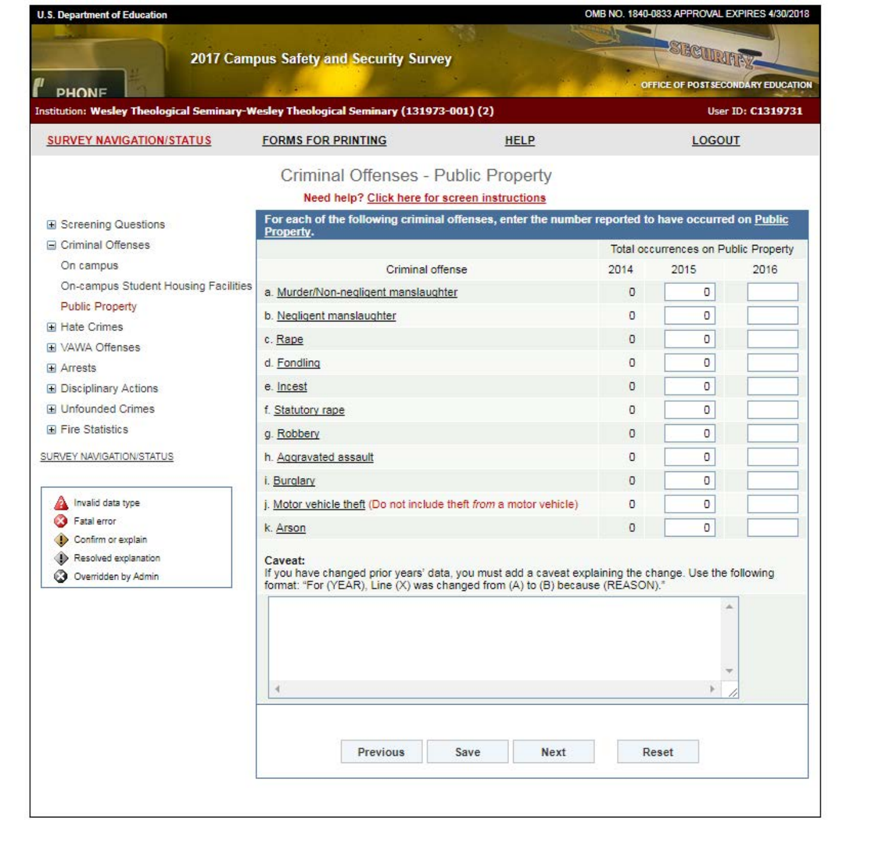U.S. Department of Education

OMB NO. 1840-0833 APPROVAL EXPIRES 4/30/2018

2017 Campus Safety and Security Survey

OFFICE OF POSTSECONDARY EDUCATION

Institution: **Wesley Theological Seminary-Wesley Theological Seminary (131973-001) (2)**

User ID: **C1319731**

SURVEY NAVIGATION/STATUS | FORMS FOR PRINTING | HELP | LOGOUT

## Criminal Offenses - Public Property

**Need help? Click here for screen instructions**

- Screening Questions
- Criminal Offenses
  - On campus
  - On-campus Student Housing Facilities
  - Public Property
- Hate Crimes
- VAWA Offenses
- Arrests
- Disciplinary Actions
- Unfounded Crimes
- Fire Statistics

SURVEY NAVIGATION/STATUS

- Invalid data type
- Fatal error
- Confirm or explain
- Resolved explanation
- Overridden by Admin

**For each of the following criminal offenses, enter the number reported to have occurred on Public Property.**

| | Total occurrences on Public Property | | |
|---|---|---|---|
| Criminal offense | 2014 | 2015 | 2016 |
| a. Murder/Non-negligent manslaughter | 0 | 0 | |
| b. Negligent manslaughter | 0 | 0 | |
| c. Rape | 0 | 0 | |
| d. Fondling | 0 | 0 | |
| e. Incest | 0 | 0 | |
| f. Statutory rape | 0 | 0 | |
| g. Robbery | 0 | 0 | |
| h. Aggravated assault | 0 | 0 | |
| i. Burglary | 0 | 0 | |
| j. Motor vehicle theft (Do not include theft *from* a motor vehicle) | 0 | 0 | |
| k. Arson | 0 | 0 | |

**Caveat:**
If you have changed prior years' data, you must add a caveat explaining the change. Use the following format: "For (YEAR), Line (X) was changed from (A) to (B) because (REASON)."

Previous | Save | Next | Reset